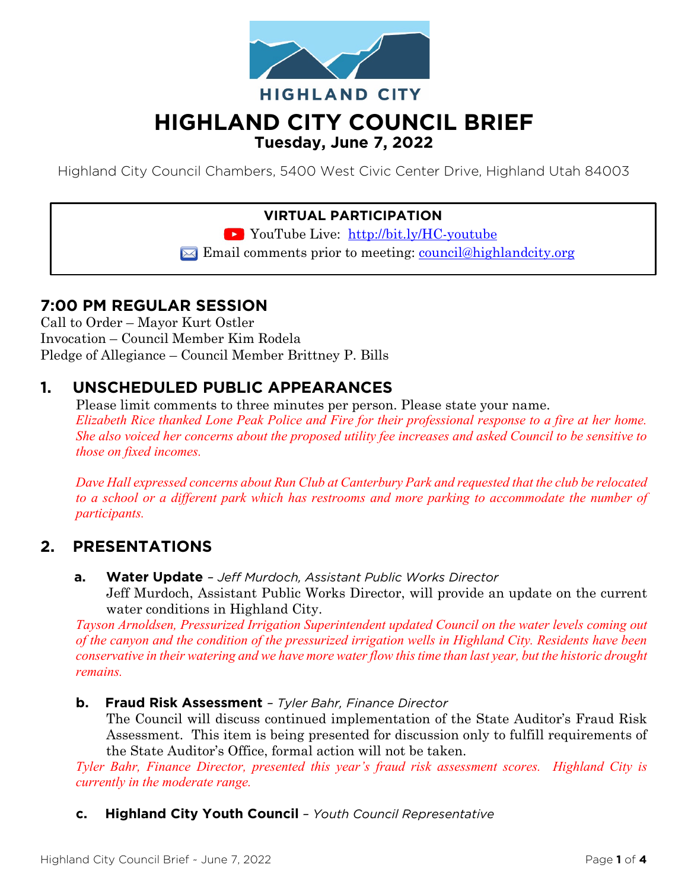HIGHLAND CITY

# HIGHLAND CITY COUNCIL BRIEF

**Tuesday, June 7, 2022**

Highland City Council Chambers, 5400 West Civic Center Drive, Highland Utah 84003

**VIRTUAL PARTICIPATION**

YouTube Live: http://bit.ly/HC-youtube

Email comments prior to meeting: council@highlandcity.org

## 7:00 PM REGULAR SESSION

Call to Order – Mayor Kurt Ostler
Invocation – Council Member Kim Rodela
Pledge of Allegiance – Council Member Brittney P. Bills

## 1. UNSCHEDULED PUBLIC APPEARANCES

Please limit comments to three minutes per person. Please state your name.

*Elizabeth Rice thanked Lone Peak Police and Fire for their professional response to a fire at her home. She also voiced her concerns about the proposed utility fee increases and asked Council to be sensitive to those on fixed incomes.*

*Dave Hall expressed concerns about Run Club at Canterbury Park and requested that the club be relocated to a school or a different park which has restrooms and more parking to accommodate the number of participants.*

## 2. PRESENTATIONS

**a. Water Update** – *Jeff Murdoch, Assistant Public Works Director*

Jeff Murdoch, Assistant Public Works Director, will provide an update on the current water conditions in Highland City.

*Tayson Arnoldsen, Pressurized Irrigation Superintendent updated Council on the water levels coming out of the canyon and the condition of the pressurized irrigation wells in Highland City. Residents have been conservative in their watering and we have more water flow this time than last year, but the historic drought remains.*

**b. Fraud Risk Assessment** – *Tyler Bahr, Finance Director*

The Council will discuss continued implementation of the State Auditor's Fraud Risk Assessment. This item is being presented for discussion only to fulfill requirements of the State Auditor's Office, formal action will not be taken.

*Tyler Bahr, Finance Director, presented this year's fraud risk assessment scores. Highland City is currently in the moderate range.*

**c. Highland City Youth Council** – *Youth Council Representative*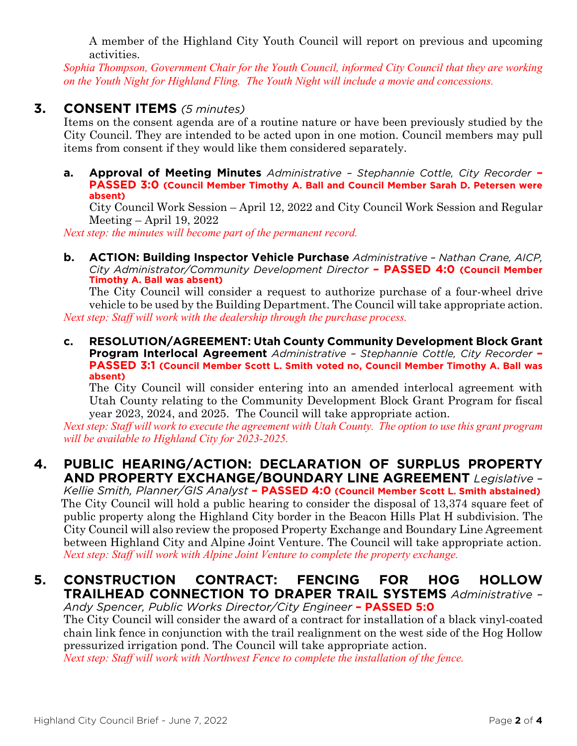A member of the Highland City Youth Council will report on previous and upcoming activities.

*Sophia Thompson, Government Chair for the Youth Council, informed City Council that they are working on the Youth Night for Highland Fling. The Youth Night will include a movie and concessions.*

## 3. CONSENT ITEMS *(5 minutes)*

Items on the consent agenda are of a routine nature or have been previously studied by the City Council. They are intended to be acted upon in one motion. Council members may pull items from consent if they would like them considered separately.

**a. Approval of Meeting Minutes** *Administrative – Stephannie Cottle, City Recorder* **– PASSED 3:0 (Council Member Timothy A. Ball and Council Member Sarah D. Petersen were absent)**

City Council Work Session – April 12, 2022 and City Council Work Session and Regular Meeting – April 19, 2022

*Next step: the minutes will become part of the permanent record.*

**b. ACTION: Building Inspector Vehicle Purchase** *Administrative – Nathan Crane, AICP, City Administrator/Community Development Director* **– PASSED 4:0 (Council Member Timothy A. Ball was absent)**

The City Council will consider a request to authorize purchase of a four-wheel drive vehicle to be used by the Building Department. The Council will take appropriate action.

*Next step: Staff will work with the dealership through the purchase process.*

**c. RESOLUTION/AGREEMENT: Utah County Community Development Block Grant Program Interlocal Agreement** *Administrative – Stephannie Cottle, City Recorder* **– PASSED 3:1 (Council Member Scott L. Smith voted no, Council Member Timothy A. Ball was absent)**

The City Council will consider entering into an amended interlocal agreement with Utah County relating to the Community Development Block Grant Program for fiscal year 2023, 2024, and 2025. The Council will take appropriate action.

*Next step: Staff will work to execute the agreement with Utah County. The option to use this grant program will be available to Highland City for 2023-2025.*

## 4. PUBLIC HEARING/ACTION: DECLARATION OF SURPLUS PROPERTY AND PROPERTY EXCHANGE/BOUNDARY LINE AGREEMENT *Legislative – Kellie Smith, Planner/GIS Analyst* **– PASSED 4:0 (Council Member Scott L. Smith abstained)**

The City Council will hold a public hearing to consider the disposal of 13,374 square feet of public property along the Highland City border in the Beacon Hills Plat H subdivision. The City Council will also review the proposed Property Exchange and Boundary Line Agreement between Highland City and Alpine Joint Venture. The Council will take appropriate action.

*Next step: Staff will work with Alpine Joint Venture to complete the property exchange.*

## 5. CONSTRUCTION CONTRACT: FENCING FOR HOG HOLLOW TRAILHEAD CONNECTION TO DRAPER TRAIL SYSTEMS *Administrative – Andy Spencer, Public Works Director/City Engineer* **– PASSED 5:0**

The City Council will consider the award of a contract for installation of a black vinyl-coated chain link fence in conjunction with the trail realignment on the west side of the Hog Hollow pressurized irrigation pond. The Council will take appropriate action.

*Next step: Staff will work with Northwest Fence to complete the installation of the fence.*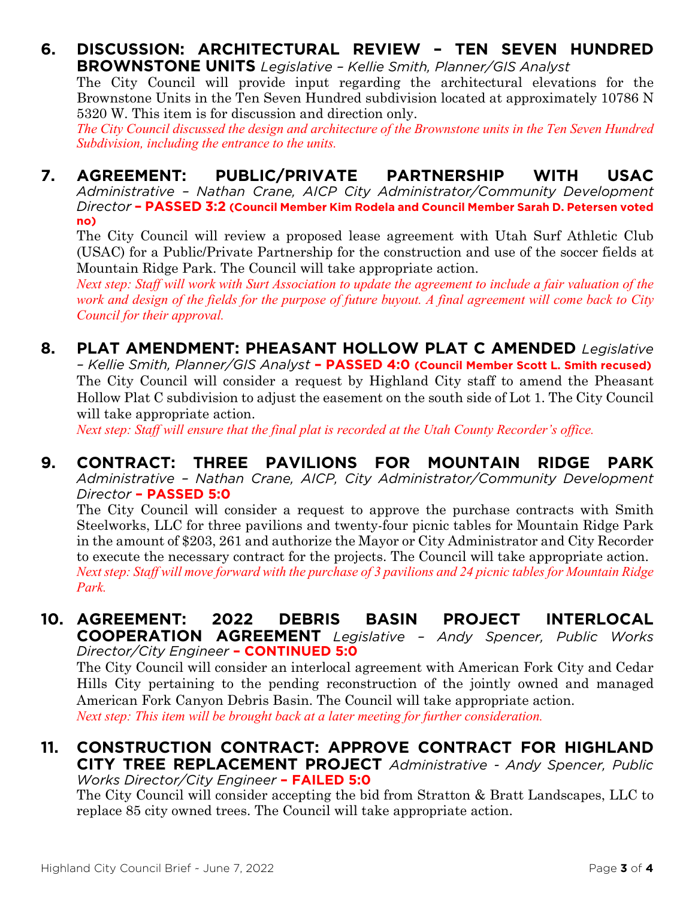**6. DISCUSSION: ARCHITECTURAL REVIEW – TEN SEVEN HUNDRED BROWNSTONE UNITS** *Legislative – Kellie Smith, Planner/GIS Analyst*

The City Council will provide input regarding the architectural elevations for the Brownstone Units in the Ten Seven Hundred subdivision located at approximately 10786 N 5320 W. This item is for discussion and direction only.

*The City Council discussed the design and architecture of the Brownstone units in the Ten Seven Hundred Subdivision, including the entrance to the units.*

**7. AGREEMENT: PUBLIC/PRIVATE PARTNERSHIP WITH USAC** *Administrative – Nathan Crane, AICP City Administrator/Community Development Director* **– PASSED 3:2 (Council Member Kim Rodela and Council Member Sarah D. Petersen voted no)**

The City Council will review a proposed lease agreement with Utah Surf Athletic Club (USAC) for a Public/Private Partnership for the construction and use of the soccer fields at Mountain Ridge Park. The Council will take appropriate action.

*Next step: Staff will work with Surt Association to update the agreement to include a fair valuation of the work and design of the fields for the purpose of future buyout. A final agreement will come back to City Council for their approval.*

**8. PLAT AMENDMENT: PHEASANT HOLLOW PLAT C AMENDED** *Legislative – Kellie Smith, Planner/GIS Analyst* **– PASSED 4:0 (Council Member Scott L. Smith recused)**

The City Council will consider a request by Highland City staff to amend the Pheasant Hollow Plat C subdivision to adjust the easement on the south side of Lot 1. The City Council will take appropriate action.

*Next step: Staff will ensure that the final plat is recorded at the Utah County Recorder's office.*

**9. CONTRACT: THREE PAVILIONS FOR MOUNTAIN RIDGE PARK** *Administrative – Nathan Crane, AICP, City Administrator/Community Development Director* **– PASSED 5:0**

The City Council will consider a request to approve the purchase contracts with Smith Steelworks, LLC for three pavilions and twenty-four picnic tables for Mountain Ridge Park in the amount of $203, 261 and authorize the Mayor or City Administrator and City Recorder to execute the necessary contract for the projects. The Council will take appropriate action.

*Next step: Staff will move forward with the purchase of 3 pavilions and 24 picnic tables for Mountain Ridge Park.*

**10. AGREEMENT: 2022 DEBRIS BASIN PROJECT INTERLOCAL COOPERATION AGREEMENT** *Legislative – Andy Spencer, Public Works Director/City Engineer* **– CONTINUED 5:0**

The City Council will consider an interlocal agreement with American Fork City and Cedar Hills City pertaining to the pending reconstruction of the jointly owned and managed American Fork Canyon Debris Basin. The Council will take appropriate action.

*Next step: This item will be brought back at a later meeting for further consideration.*

**11. CONSTRUCTION CONTRACT: APPROVE CONTRACT FOR HIGHLAND CITY TREE REPLACEMENT PROJECT** *Administrative - Andy Spencer, Public Works Director/City Engineer* **– FAILED 5:0**

The City Council will consider accepting the bid from Stratton & Bratt Landscapes, LLC to replace 85 city owned trees. The Council will take appropriate action.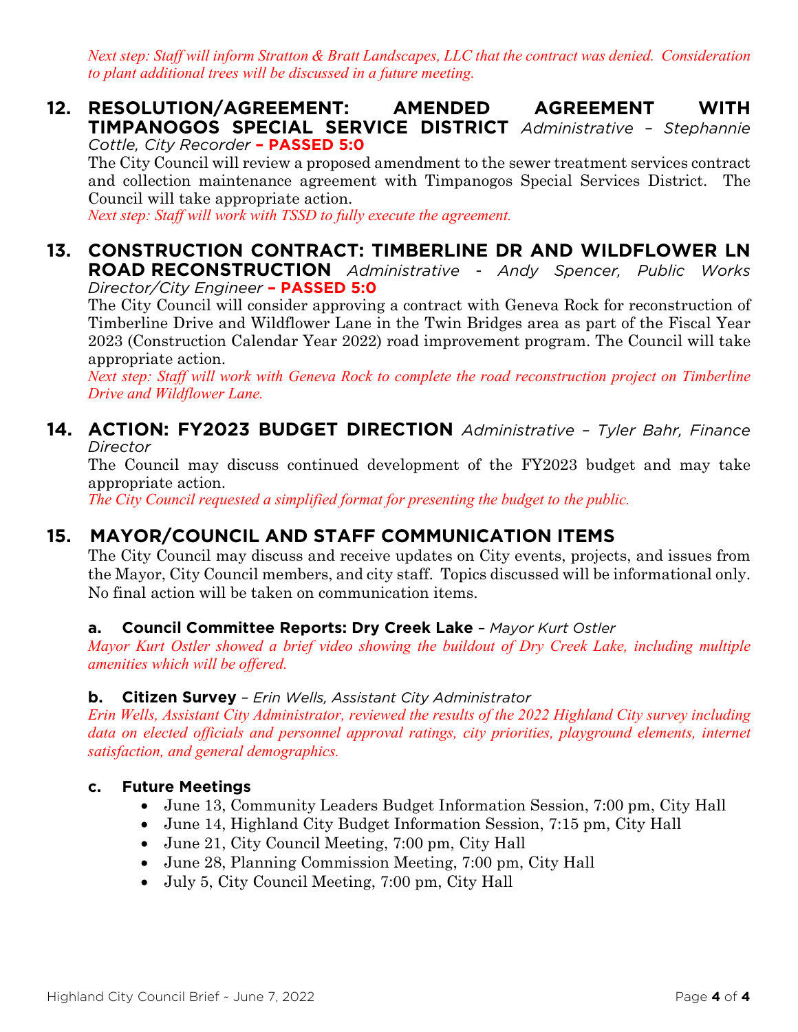*Next step: Staff will inform Stratton & Bratt Landscapes, LLC that the contract was denied. Consideration to plant additional trees will be discussed in a future meeting.*

## 12. RESOLUTION/AGREEMENT: AMENDED AGREEMENT WITH TIMPANOGOS SPECIAL SERVICE DISTRICT *Administrative – Stephannie Cottle, City Recorder* – PASSED 5:0

The City Council will review a proposed amendment to the sewer treatment services contract and collection maintenance agreement with Timpanogos Special Services District. The Council will take appropriate action.

*Next step: Staff will work with TSSD to fully execute the agreement.*

## 13. CONSTRUCTION CONTRACT: TIMBERLINE DR AND WILDFLOWER LN ROAD RECONSTRUCTION *Administrative - Andy Spencer, Public Works Director/City Engineer* – PASSED 5:0

The City Council will consider approving a contract with Geneva Rock for reconstruction of Timberline Drive and Wildflower Lane in the Twin Bridges area as part of the Fiscal Year 2023 (Construction Calendar Year 2022) road improvement program. The Council will take appropriate action.

*Next step: Staff will work with Geneva Rock to complete the road reconstruction project on Timberline Drive and Wildflower Lane.*

## 14. ACTION: FY2023 BUDGET DIRECTION *Administrative – Tyler Bahr, Finance Director*

The Council may discuss continued development of the FY2023 budget and may take appropriate action.

*The City Council requested a simplified format for presenting the budget to the public.*

## 15. MAYOR/COUNCIL AND STAFF COMMUNICATION ITEMS

The City Council may discuss and receive updates on City events, projects, and issues from the Mayor, City Council members, and city staff. Topics discussed will be informational only. No final action will be taken on communication items.

### a. Council Committee Reports: Dry Creek Lake – *Mayor Kurt Ostler*

*Mayor Kurt Ostler showed a brief video showing the buildout of Dry Creek Lake, including multiple amenities which will be offered.*

### b. Citizen Survey – *Erin Wells, Assistant City Administrator*

*Erin Wells, Assistant City Administrator, reviewed the results of the 2022 Highland City survey including data on elected officials and personnel approval ratings, city priorities, playground elements, internet satisfaction, and general demographics.*

### c. Future Meetings

- June 13, Community Leaders Budget Information Session, 7:00 pm, City Hall
- June 14, Highland City Budget Information Session, 7:15 pm, City Hall
- June 21, City Council Meeting, 7:00 pm, City Hall
- June 28, Planning Commission Meeting, 7:00 pm, City Hall
- July 5, City Council Meeting, 7:00 pm, City Hall